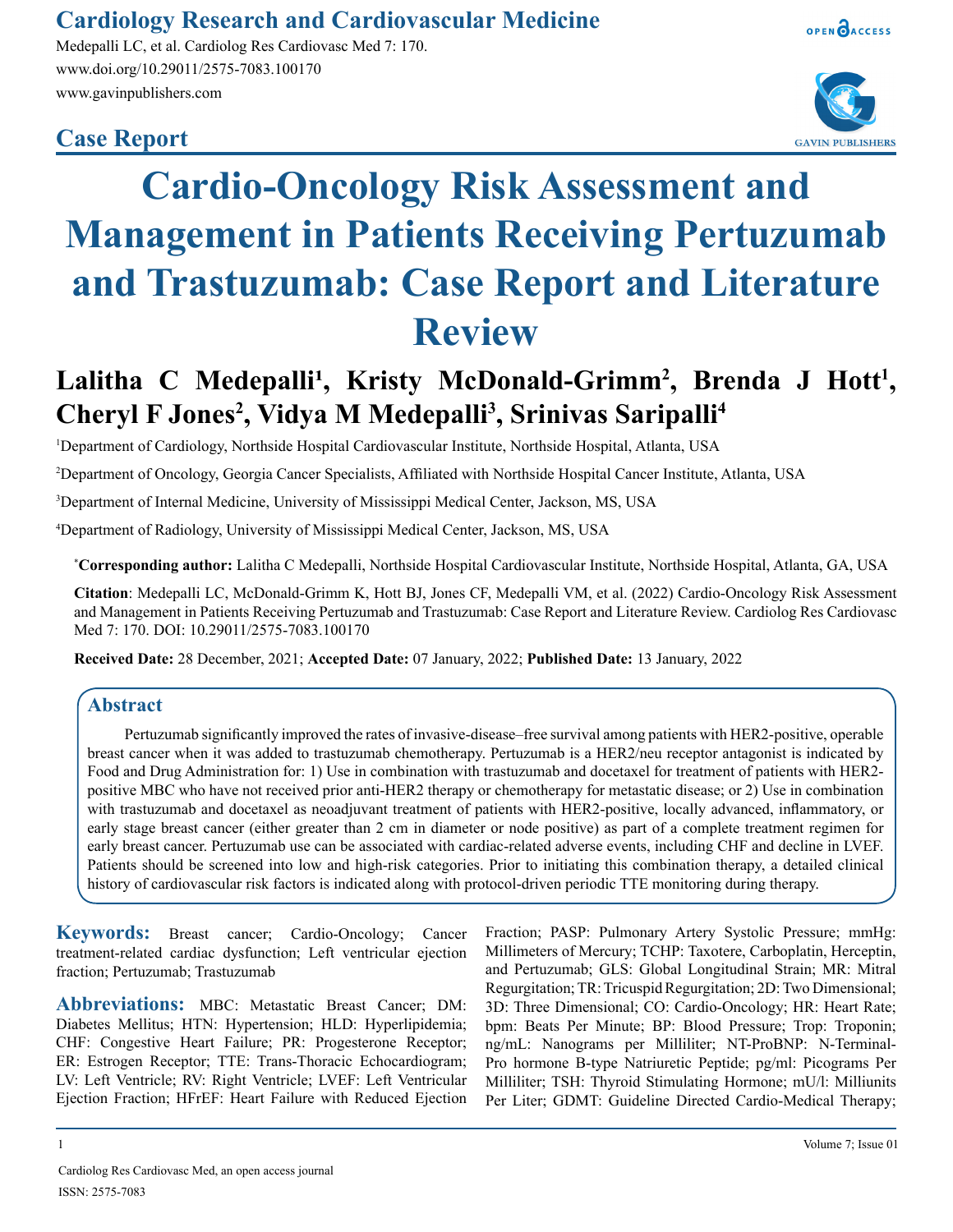# Cardiology Research and Cardiovascular Medicine

Medepalli LC, et al. Cardiolog Res Cardiovasc Med 7: 170.
www.doi.org/10.29011/2575-7083.100170
www.gavinpublishers.com

## Case Report

# Cardio-Oncology Risk Assessment and Management in Patients Receiving Pertuzumab and Trastuzumab: Case Report and Literature Review

**Lalitha C Medepalli[1], Kristy McDonald-Grimm[2], Brenda J Hott[1], Cheryl F Jones[2], Vidya M Medepalli[3], Srinivas Saripalli[4]**

[1]Department of Cardiology, Northside Hospital Cardiovascular Institute, Northside Hospital, Atlanta, USA

[2]Department of Oncology, Georgia Cancer Specialists, Affiliated with Northside Hospital Cancer Institute, Atlanta, USA

[3]Department of Internal Medicine, University of Mississippi Medical Center, Jackson, MS, USA

[4]Department of Radiology, University of Mississippi Medical Center, Jackson, MS, USA

***Corresponding author:** Lalitha C Medepalli, Northside Hospital Cardiovascular Institute, Northside Hospital, Atlanta, GA, USA

**Citation**: Medepalli LC, McDonald-Grimm K, Hott BJ, Jones CF, Medepalli VM, et al. (2022) Cardio-Oncology Risk Assessment and Management in Patients Receiving Pertuzumab and Trastuzumab: Case Report and Literature Review. Cardiolog Res Cardiovasc Med 7: 170. DOI: 10.29011/2575-7083.100170

**Received Date:** 28 December, 2021; **Accepted Date:** 07 January, 2022; **Published Date:** 13 January, 2022

## Abstract

Pertuzumab significantly improved the rates of invasive-disease–free survival among patients with HER2-positive, operable breast cancer when it was added to trastuzumab chemotherapy. Pertuzumab is a HER2/neu receptor antagonist is indicated by Food and Drug Administration for: 1) Use in combination with trastuzumab and docetaxel for treatment of patients with HER2-positive MBC who have not received prior anti-HER2 therapy or chemotherapy for metastatic disease; or 2) Use in combination with trastuzumab and docetaxel as neoadjuvant treatment of patients with HER2-positive, locally advanced, inflammatory, or early stage breast cancer (either greater than 2 cm in diameter or node positive) as part of a complete treatment regimen for early breast cancer. Pertuzumab use can be associated with cardiac-related adverse events, including CHF and decline in LVEF. Patients should be screened into low and high-risk categories. Prior to initiating this combination therapy, a detailed clinical history of cardiovascular risk factors is indicated along with protocol-driven periodic TTE monitoring during therapy.

**Keywords:** Breast cancer; Cardio-Oncology; Cancer treatment-related cardiac dysfunction; Left ventricular ejection fraction; Pertuzumab; Trastuzumab

**Abbreviations:** MBC: Metastatic Breast Cancer; DM: Diabetes Mellitus; HTN: Hypertension; HLD: Hyperlipidemia; CHF: Congestive Heart Failure; PR: Progesterone Receptor; ER: Estrogen Receptor; TTE: Trans-Thoracic Echocardiogram; LV: Left Ventricle; RV: Right Ventricle; LVEF: Left Ventricular Ejection Fraction; HFrEF: Heart Failure with Reduced Ejection Fraction; PASP: Pulmonary Artery Systolic Pressure; mmHg: Millimeters of Mercury; TCHP: Taxotere, Carboplatin, Herceptin, and Pertuzumab; GLS: Global Longitudinal Strain; MR: Mitral Regurgitation; TR: Tricuspid Regurgitation; 2D: Two Dimensional; 3D: Three Dimensional; CO: Cardio-Oncology; HR: Heart Rate; bpm: Beats Per Minute; BP: Blood Pressure; Trop: Troponin; ng/mL: Nanograms per Milliliter; NT-ProBNP: N-Terminal-Pro hormone B-type Natriuretic Peptide; pg/ml: Picograms Per Milliliter; TSH: Thyroid Stimulating Hormone; mU/l: Milliunits Per Liter; GDMT: Guideline Directed Cardio-Medical Therapy;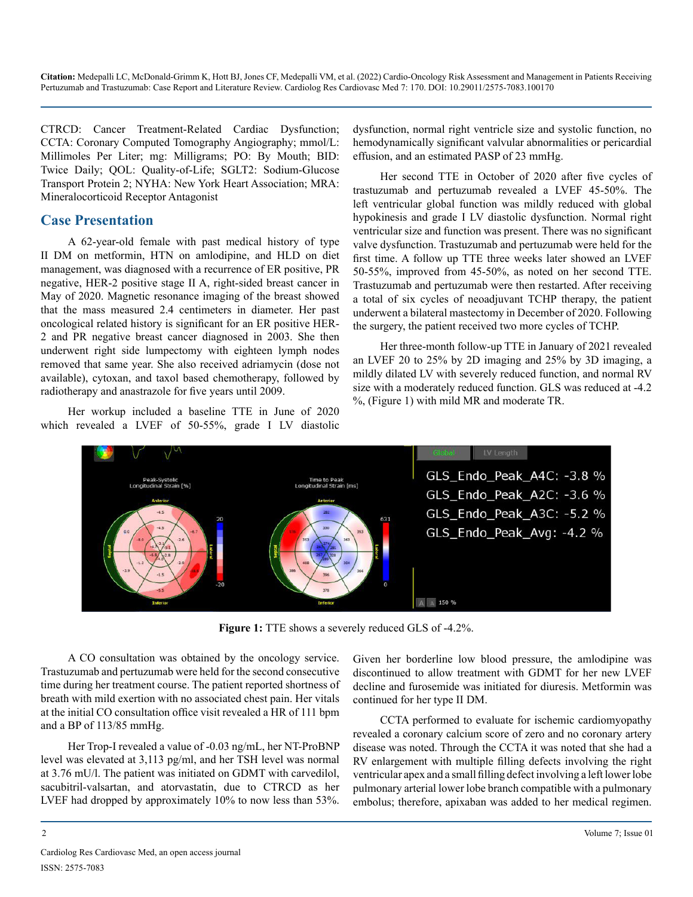CTRCD: Cancer Treatment-Related Cardiac Dysfunction; CCTA: Coronary Computed Tomography Angiography; mmol/L: Millimoles Per Liter; mg: Milligrams; PO: By Mouth; BID: Twice Daily; QOL: Quality-of-Life; SGLT2: Sodium-Glucose Transport Protein 2; NYHA: New York Heart Association; MRA: Mineralocorticoid Receptor Antagonist

## Case Presentation

A 62-year-old female with past medical history of type II DM on metformin, HTN on amlodipine, and HLD on diet management, was diagnosed with a recurrence of ER positive, PR negative, HER-2 positive stage II A, right-sided breast cancer in May of 2020. Magnetic resonance imaging of the breast showed that the mass measured 2.4 centimeters in diameter. Her past oncological related history is significant for an ER positive HER-2 and PR negative breast cancer diagnosed in 2003. She then underwent right side lumpectomy with eighteen lymph nodes removed that same year. She also received adriamycin (dose not available), cytoxan, and taxol based chemotherapy, followed by radiotherapy and anastrazole for five years until 2009.

Her workup included a baseline TTE in June of 2020 which revealed a LVEF of 50-55%, grade I LV diastolic dysfunction, normal right ventricle size and systolic function, no hemodynamically significant valvular abnormalities or pericardial effusion, and an estimated PASP of 23 mmHg.

Her second TTE in October of 2020 after five cycles of trastuzumab and pertuzumab revealed a LVEF 45-50%. The left ventricular global function was mildly reduced with global hypokinesis and grade I LV diastolic dysfunction. Normal right ventricular size and function was present. There was no significant valve dysfunction. Trastuzumab and pertuzumab were held for the first time. A follow up TTE three weeks later showed an LVEF 50-55%, improved from 45-50%, as noted on her second TTE. Trastuzumab and pertuzumab were then restarted. After receiving a total of six cycles of neoadjuvant TCHP therapy, the patient underwent a bilateral mastectomy in December of 2020. Following the surgery, the patient received two more cycles of TCHP.

Her three-month follow-up TTE in January of 2021 revealed an LVEF 20 to 25% by 2D imaging and 25% by 3D imaging, a mildly dilated LV with severely reduced function, and normal RV size with a moderately reduced function. GLS was reduced at -4.2 %, (Figure 1) with mild MR and moderate TR.

Peak-Systolic Longitudinal Strain [%]

Time to Peak Longitudinal Strain [ms]

Global LV Length

GLS_Endo_Peak_A4C: -3.8 %
GLS_Endo_Peak_A2C: -3.6 %
GLS_Endo_Peak_A3C: -5.2 %
GLS_Endo_Peak_Avg: -4.2 %

**Figure 1:** TTE shows a severely reduced GLS of -4.2%.

A CO consultation was obtained by the oncology service. Trastuzumab and pertuzumab were held for the second consecutive time during her treatment course. The patient reported shortness of breath with mild exertion with no associated chest pain. Her vitals at the initial CO consultation office visit revealed a HR of 111 bpm and a BP of 113/85 mmHg.

Her Trop-I revealed a value of -0.03 ng/mL, her NT-ProBNP level was elevated at 3,113 pg/ml, and her TSH level was normal at 3.76 mU/l. The patient was initiated on GDMT with carvedilol, sacubitril-valsartan, and atorvastatin, due to CTRCD as her LVEF had dropped by approximately 10% to now less than 53%. Given her borderline low blood pressure, the amlodipine was discontinued to allow treatment with GDMT for her new LVEF decline and furosemide was initiated for diuresis. Metformin was continued for her type II DM.

CCTA performed to evaluate for ischemic cardiomyopathy revealed a coronary calcium score of zero and no coronary artery disease was noted. Through the CCTA it was noted that she had a RV enlargement with multiple filling defects involving the right ventricular apex and a small filling defect involving a left lower lobe pulmonary arterial lower lobe branch compatible with a pulmonary embolus; therefore, apixaban was added to her medical regimen.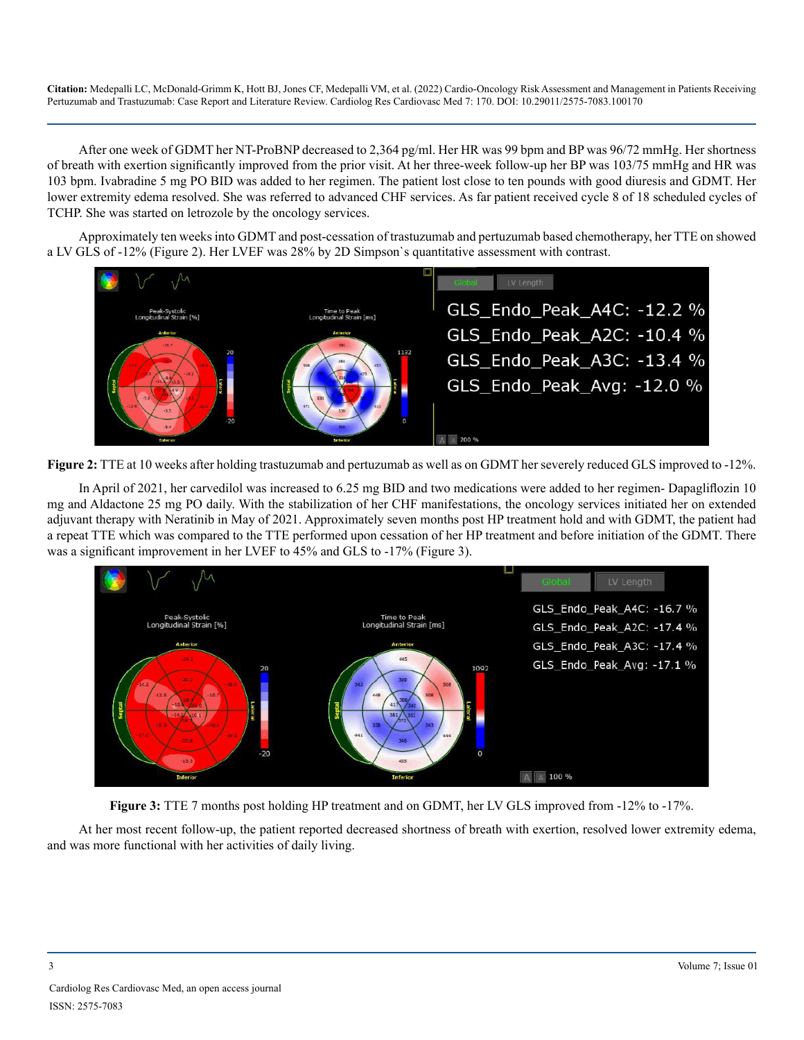After one week of GDMT her NT-ProBNP decreased to 2,364 pg/ml. Her HR was 99 bpm and BP was 96/72 mmHg. Her shortness of breath with exertion significantly improved from the prior visit. At her three-week follow-up her BP was 103/75 mmHg and HR was 103 bpm. Ivabradine 5 mg PO BID was added to her regimen. The patient lost close to ten pounds with good diuresis and GDMT. Her lower extremity edema resolved. She was referred to advanced CHF services. As far patient received cycle 8 of 18 scheduled cycles of TCHP. She was started on letrozole by the oncology services.

Approximately ten weeks into GDMT and post-cessation of trastuzumab and pertuzumab based chemotherapy, her TTE on showed a LV GLS of -12% (Figure 2). Her LVEF was 28% by 2D Simpson`s quantitative assessment with contrast.

**Figure 2:** TTE at 10 weeks after holding trastuzumab and pertuzumab as well as on GDMT her severely reduced GLS improved to -12%.

In April of 2021, her carvedilol was increased to 6.25 mg BID and two medications were added to her regimen- Dapagliflozin 10 mg and Aldactone 25 mg PO daily. With the stabilization of her CHF manifestations, the oncology services initiated her on extended adjuvant therapy with Neratinib in May of 2021. Approximately seven months post HP treatment hold and with GDMT, the patient had a repeat TTE which was compared to the TTE performed upon cessation of her HP treatment and before initiation of the GDMT. There was a significant improvement in her LVEF to 45% and GLS to -17% (Figure 3).

**Figure 3:** TTE 7 months post holding HP treatment and on GDMT, her LV GLS improved from -12% to -17%.

At her most recent follow-up, the patient reported decreased shortness of breath with exertion, resolved lower extremity edema, and was more functional with her activities of daily living.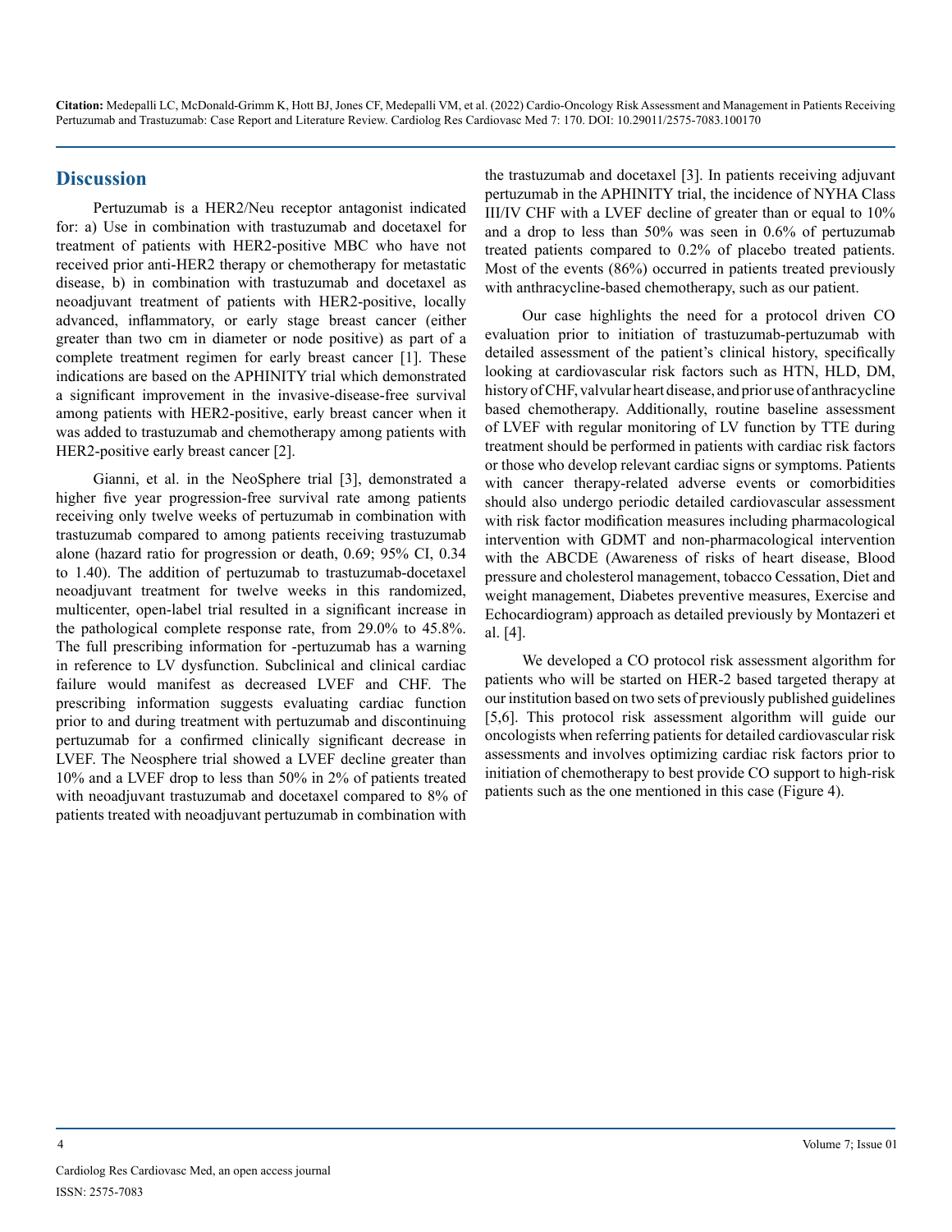## Discussion

Pertuzumab is a HER2/Neu receptor antagonist indicated for: a) Use in combination with trastuzumab and docetaxel for treatment of patients with HER2-positive MBC who have not received prior anti-HER2 therapy or chemotherapy for metastatic disease, b) in combination with trastuzumab and docetaxel as neoadjuvant treatment of patients with HER2-positive, locally advanced, inflammatory, or early stage breast cancer (either greater than two cm in diameter or node positive) as part of a complete treatment regimen for early breast cancer [1]. These indications are based on the APHINITY trial which demonstrated a significant improvement in the invasive-disease-free survival among patients with HER2-positive, early breast cancer when it was added to trastuzumab and chemotherapy among patients with HER2-positive early breast cancer [2].

Gianni, et al. in the NeoSphere trial [3], demonstrated a higher five year progression-free survival rate among patients receiving only twelve weeks of pertuzumab in combination with trastuzumab compared to among patients receiving trastuzumab alone (hazard ratio for progression or death, 0.69; 95% CI, 0.34 to 1.40). The addition of pertuzumab to trastuzumab-docetaxel neoadjuvant treatment for twelve weeks in this randomized, multicenter, open-label trial resulted in a significant increase in the pathological complete response rate, from 29.0% to 45.8%. The full prescribing information for -pertuzumab has a warning in reference to LV dysfunction. Subclinical and clinical cardiac failure would manifest as decreased LVEF and CHF. The prescribing information suggests evaluating cardiac function prior to and during treatment with pertuzumab and discontinuing pertuzumab for a confirmed clinically significant decrease in LVEF. The Neosphere trial showed a LVEF decline greater than 10% and a LVEF drop to less than 50% in 2% of patients treated with neoadjuvant trastuzumab and docetaxel compared to 8% of patients treated with neoadjuvant pertuzumab in combination with the trastuzumab and docetaxel [3]. In patients receiving adjuvant pertuzumab in the APHINITY trial, the incidence of NYHA Class III/IV CHF with a LVEF decline of greater than or equal to 10% and a drop to less than 50% was seen in 0.6% of pertuzumab treated patients compared to 0.2% of placebo treated patients. Most of the events (86%) occurred in patients treated previously with anthracycline-based chemotherapy, such as our patient.

Our case highlights the need for a protocol driven CO evaluation prior to initiation of trastuzumab-pertuzumab with detailed assessment of the patient's clinical history, specifically looking at cardiovascular risk factors such as HTN, HLD, DM, history of CHF, valvular heart disease, and prior use of anthracycline based chemotherapy. Additionally, routine baseline assessment of LVEF with regular monitoring of LV function by TTE during treatment should be performed in patients with cardiac risk factors or those who develop relevant cardiac signs or symptoms. Patients with cancer therapy-related adverse events or comorbidities should also undergo periodic detailed cardiovascular assessment with risk factor modification measures including pharmacological intervention with GDMT and non-pharmacological intervention with the ABCDE (Awareness of risks of heart disease, Blood pressure and cholesterol management, tobacco Cessation, Diet and weight management, Diabetes preventive measures, Exercise and Echocardiogram) approach as detailed previously by Montazeri et al. [4].

We developed a CO protocol risk assessment algorithm for patients who will be started on HER-2 based targeted therapy at our institution based on two sets of previously published guidelines [5,6]. This protocol risk assessment algorithm will guide our oncologists when referring patients for detailed cardiovascular risk assessments and involves optimizing cardiac risk factors prior to initiation of chemotherapy to best provide CO support to high-risk patients such as the one mentioned in this case (Figure 4).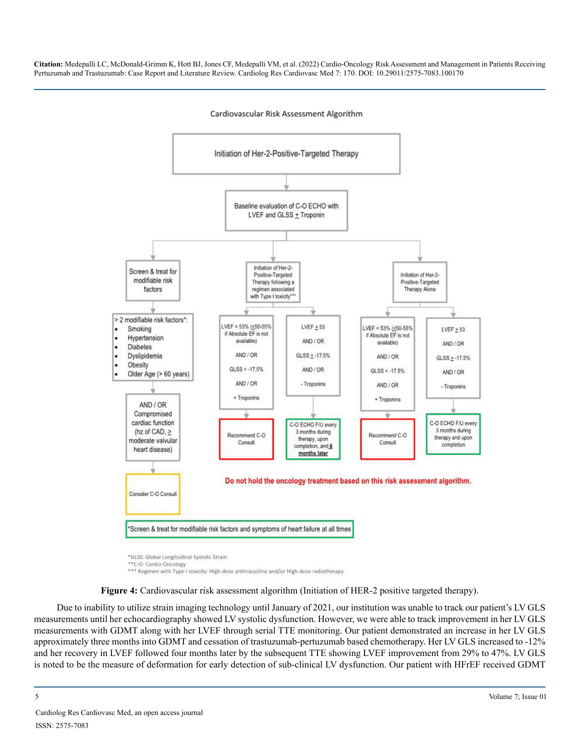Cardiovascular Risk Assessment Algorithm

Initiation of Her-2-Positive-Targeted Therapy

Baseline evaluation of C-O ECHO with LVEF and GLSS ± Troponin

Screen & treat for modifiable risk factors

> 2 modifiable risk factors*:
- Smoking
- Hypertension
- Diabetes
- Dyslipidemia
- Obesity
- Older Age (> 60 years)

AND / OR Compromised cardiac function (hz of CAD, ≥ moderate valvular heart disease)

Consider C-O Consult

Initiation of Her-2-Positive-Targeted Therapy following a regimen associated with Type I toxicity***

LVEF < 53% (≤50-55% if Absolute EF is not available) AND / OR GLSS < -17.5% AND / OR + Troponins

Recommend C-O Consult

LVEF ≥ 53 AND / OR GLSS ≥ -17.5% AND / OR - Troponins

C-O ECHO F/U every 3 months during therapy, upon completion, and 6 months later

Initiation of Her-2-Positive-Targeted Therapy Alone

LVEF < 53% (≤50-55% if Absolute EF is not available) AND / OR GLSS < -17.5% AND / OR + Troponins

Recommend C-O Consult

LVEF ≥ 53 AND / OR GLSS ≥ -17.5% AND / OR - Troponins

C-O ECHO F/U every 3 months during therapy and upon completion

Do not hold the oncology treatment based on this risk assessment algorithm.

*Screen & treat for modifiable risk factors and symptoms of heart failure at all times

*GLSS: Global Longitudinal Systolic Strain
**C-O: Cardio-Oncology
*** Regimen with Type-I toxicity: High-dose anthracycline and/or High-dose radiotherapy

**Figure 4:** Cardiovascular risk assessment algorithm (Initiation of HER-2 positive targeted therapy).

Due to inability to utilize strain imaging technology until January of 2021, our institution was unable to track our patient's LV GLS measurements until her echocardiography showed LV systolic dysfunction. However, we were able to track improvement in her LV GLS measurements with GDMT along with her LVEF through serial TTE monitoring. Our patient demonstrated an increase in her LV GLS approximately three months into GDMT and cessation of trastuzumab-pertuzumab based chemotherapy. Her LV GLS increased to -12% and her recovery in LVEF followed four months later by the subsequent TTE showing LVEF improvement from 29% to 47%. LV GLS is noted to be the measure of deformation for early detection of sub-clinical LV dysfunction. Our patient with HFrEF received GDMT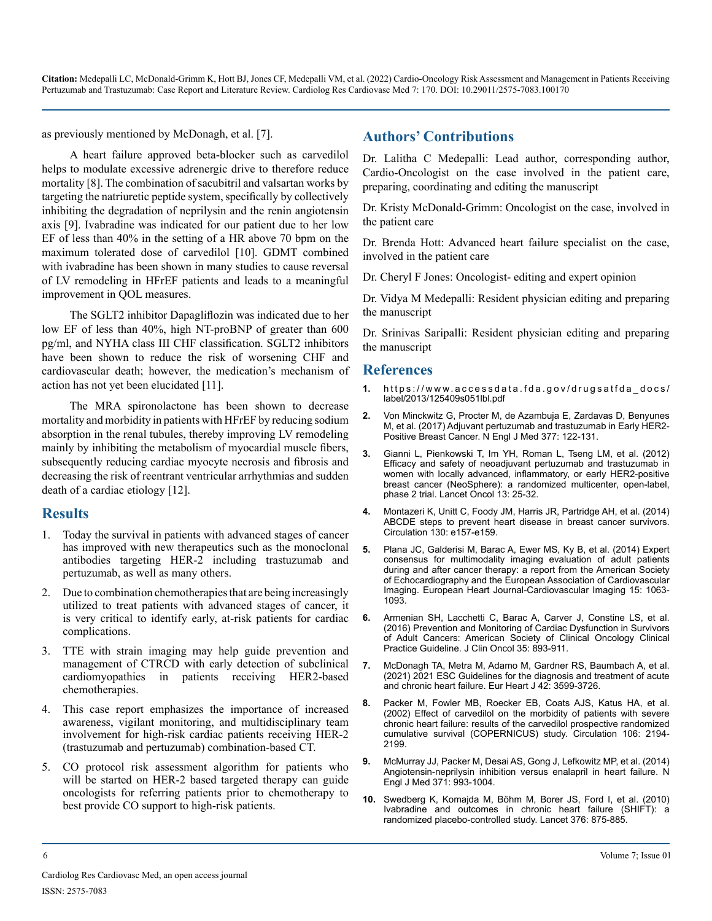as previously mentioned by McDonagh, et al. [7].

A heart failure approved beta-blocker such as carvedilol helps to modulate excessive adrenergic drive to therefore reduce mortality [8]. The combination of sacubitril and valsartan works by targeting the natriuretic peptide system, specifically by collectively inhibiting the degradation of neprilysin and the renin angiotensin axis [9]. Ivabradine was indicated for our patient due to her low EF of less than 40% in the setting of a HR above 70 bpm on the maximum tolerated dose of carvedilol [10]. GDMT combined with ivabradine has been shown in many studies to cause reversal of LV remodeling in HFrEF patients and leads to a meaningful improvement in QOL measures.

The SGLT2 inhibitor Dapagliflozin was indicated due to her low EF of less than 40%, high NT-proBNP of greater than 600 pg/ml, and NYHA class III CHF classification. SGLT2 inhibitors have been shown to reduce the risk of worsening CHF and cardiovascular death; however, the medication's mechanism of action has not yet been elucidated [11].

The MRA spironolactone has been shown to decrease mortality and morbidity in patients with HFrEF by reducing sodium absorption in the renal tubules, thereby improving LV remodeling mainly by inhibiting the metabolism of myocardial muscle fibers, subsequently reducing cardiac myocyte necrosis and fibrosis and decreasing the risk of reentrant ventricular arrhythmias and sudden death of a cardiac etiology [12].

## Results

1. Today the survival in patients with advanced stages of cancer has improved with new therapeutics such as the monoclonal antibodies targeting HER-2 including trastuzumab and pertuzumab, as well as many others.
2. Due to combination chemotherapies that are being increasingly utilized to treat patients with advanced stages of cancer, it is very critical to identify early, at-risk patients for cardiac complications.
3. TTE with strain imaging may help guide prevention and management of CTRCD with early detection of subclinical cardiomyopathies in patients receiving HER2-based chemotherapies.
4. This case report emphasizes the importance of increased awareness, vigilant monitoring, and multidisciplinary team involvement for high-risk cardiac patients receiving HER-2 (trastuzumab and pertuzumab) combination-based CT.
5. CO protocol risk assessment algorithm for patients who will be started on HER-2 based targeted therapy can guide oncologists for referring patients prior to chemotherapy to best provide CO support to high-risk patients.

## Authors' Contributions

Dr. Lalitha C Medepalli: Lead author, corresponding author, Cardio-Oncologist on the case involved in the patient care, preparing, coordinating and editing the manuscript

Dr. Kristy McDonald-Grimm: Oncologist on the case, involved in the patient care

Dr. Brenda Hott: Advanced heart failure specialist on the case, involved in the patient care

Dr. Cheryl F Jones: Oncologist- editing and expert opinion

Dr. Vidya M Medepalli: Resident physician editing and preparing the manuscript

Dr. Srinivas Saripalli: Resident physician editing and preparing the manuscript

## References

1. https://www.accessdata.fda.gov/drugsatfda_docs/label/2013/125409s051lbl.pdf
2. Von Minckwitz G, Procter M, de Azambuja E, Zardavas D, Benyunes M, et al. (2017) Adjuvant pertuzumab and trastuzumab in Early HER2-Positive Breast Cancer. N Engl J Med 377: 122-131.
3. Gianni L, Pienkowski T, Im YH, Roman L, Tseng LM, et al. (2012) Efficacy and safety of neoadjuvant pertuzumab and trastuzumab in women with locally advanced, inflammatory, or early HER2-positive breast cancer (NeoSphere): a randomized multicenter, open-label, phase 2 trial. Lancet Oncol 13: 25-32.
4. Montazeri K, Unitt C, Foody JM, Harris JR, Partridge AH, et al. (2014) ABCDE steps to prevent heart disease in breast cancer survivors. Circulation 130: e157-e159.
5. Plana JC, Galderisi M, Barac A, Ewer MS, Ky B, et al. (2014) Expert consensus for multimodality imaging evaluation of adult patients during and after cancer therapy: a report from the American Society of Echocardiography and the European Association of Cardiovascular Imaging. European Heart Journal-Cardiovascular Imaging 15: 1063-1093.
6. Armenian SH, Lacchetti C, Barac A, Carver J, Constine LS, et al. (2016) Prevention and Monitoring of Cardiac Dysfunction in Survivors of Adult Cancers: American Society of Clinical Oncology Clinical Practice Guideline. J Clin Oncol 35: 893-911.
7. McDonagh TA, Metra M, Adamo M, Gardner RS, Baumbach A, et al. (2021) 2021 ESC Guidelines for the diagnosis and treatment of acute and chronic heart failure. Eur Heart J 42: 3599-3726.
8. Packer M, Fowler MB, Roecker EB, Coats AJS, Katus HA, et al. (2002) Effect of carvedilol on the morbidity of patients with severe chronic heart failure: results of the carvedilol prospective randomized cumulative survival (COPERNICUS) study. Circulation 106: 2194-2199.
9. McMurray JJ, Packer M, Desai AS, Gong J, Lefkowitz MP, et al. (2014) Angiotensin-neprilysin inhibition versus enalapril in heart failure. N Engl J Med 371: 993-1004.
10. Swedberg K, Komajda M, Böhm M, Borer JS, Ford I, et al. (2010) Ivabradine and outcomes in chronic heart failure (SHIFT): a randomized placebo-controlled study. Lancet 376: 875-885.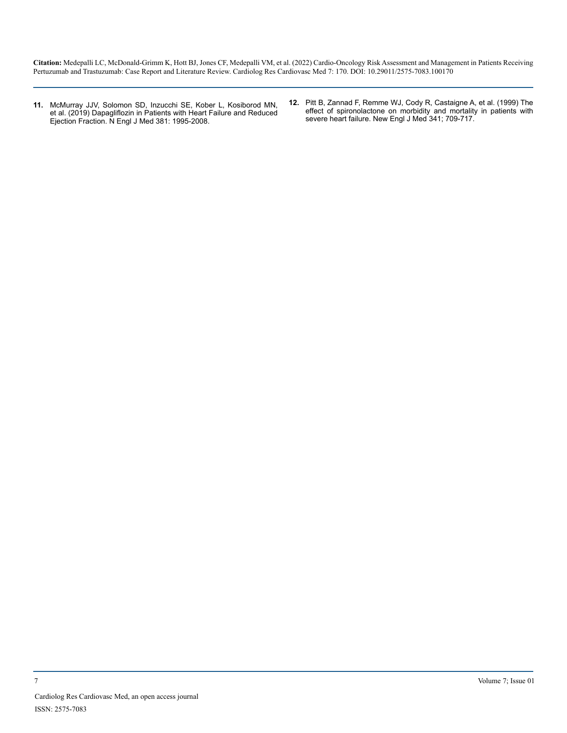11. McMurray JJV, Solomon SD, Inzucchi SE, Kober L, Kosiborod MN, et al. (2019) Dapagliflozin in Patients with Heart Failure and Reduced Ejection Fraction. N Engl J Med 381: 1995-2008.

12. Pitt B, Zannad F, Remme WJ, Cody R, Castaigne A, et al. (1999) The effect of spironolactone on morbidity and mortality in patients with severe heart failure. New Engl J Med 341; 709-717.